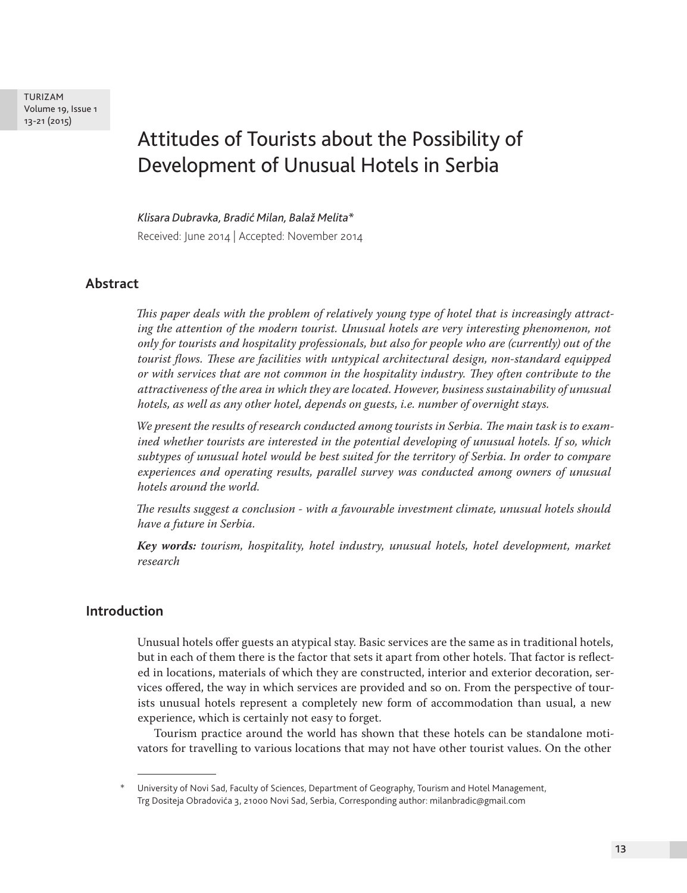# Attitudes of Tourists about the Possibility of Development of Unusual Hotels in Serbia

*Klisara Dubravka, Bradić Milan, Balaž Melita**

Received: June 2014 | Accepted: November 2014

## Abstract

*This paper deals with the problem of relatively young type of hotel that is increasingly attracting the attention of the modern tourist. Unusual hotels are very interesting phenomenon, not only for tourists and hospitality professionals, but also for people who are (currently) out of the tourist flows. These are facilities with untypical architectural design, non-standard equipped or with services that are not common in the hospitality industry. They often contribute to the attractiveness of the area in which they are located. However, business sustainability of unusual hotels, as well as any other hotel, depends on guests, i.e. number of overnight stays.*

*We present the results of research conducted among tourists in Serbia. The main task is to examined whether tourists are interested in the potential developing of unusual hotels. If so, which subtypes of unusual hotel would be best suited for the territory of Serbia. In order to compare experiences and operating results, parallel survey was conducted among owners of unusual hotels around the world.*

*The results suggest a conclusion - with a favourable investment climate, unusual hotels should have a future in Serbia.*

***Key words:*** *tourism, hospitality, hotel industry, unusual hotels, hotel development, market research*

## Introduction

Unusual hotels offer guests an atypical stay. Basic services are the same as in traditional hotels, but in each of them there is the factor that sets it apart from other hotels. That factor is reflected in locations, materials of which they are constructed, interior and exterior decoration, services offered, the way in which services are provided and so on. From the perspective of tourists unusual hotels represent a completely new form of accommodation than usual, a new experience, which is certainly not easy to forget.

Tourism practice around the world has shown that these hotels can be standalone motivators for travelling to various locations that may not have other tourist values. On the other

---

\* University of Novi Sad, Faculty of Sciences, Department of Geography, Tourism and Hotel Management, Trg Dositeja Obradovića 3, 21000 Novi Sad, Serbia, Corresponding author: milanbradic@gmail.com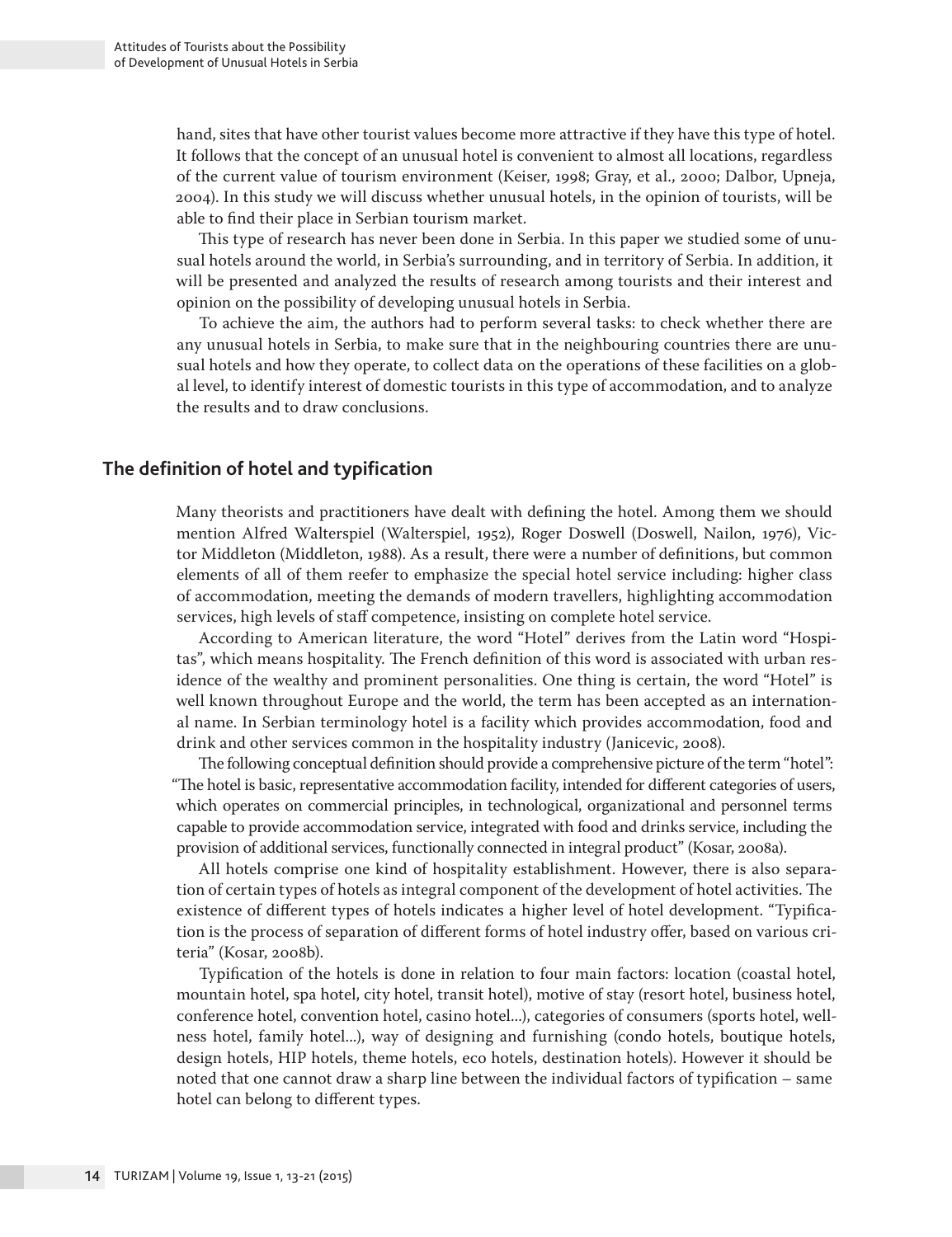hand, sites that have other tourist values become more attractive if they have this type of hotel. It follows that the concept of an unusual hotel is convenient to almost all locations, regardless of the current value of tourism environment (Keiser, 1998; Gray, et al., 2000; Dalbor, Upneja, 2004). In this study we will discuss whether unusual hotels, in the opinion of tourists, will be able to find their place in Serbian tourism market.

This type of research has never been done in Serbia. In this paper we studied some of unusual hotels around the world, in Serbia's surrounding, and in territory of Serbia. In addition, it will be presented and analyzed the results of research among tourists and their interest and opinion on the possibility of developing unusual hotels in Serbia.

To achieve the aim, the authors had to perform several tasks: to check whether there are any unusual hotels in Serbia, to make sure that in the neighbouring countries there are unusual hotels and how they operate, to collect data on the operations of these facilities on a global level, to identify interest of domestic tourists in this type of accommodation, and to analyze the results and to draw conclusions.

## The definition of hotel and typification

Many theorists and practitioners have dealt with defining the hotel. Among them we should mention Alfred Walterspiel (Walterspiel, 1952), Roger Doswell (Doswell, Nailon, 1976), Victor Middleton (Middleton, 1988). As a result, there were a number of definitions, but common elements of all of them reefer to emphasize the special hotel service including: higher class of accommodation, meeting the demands of modern travellers, highlighting accommodation services, high levels of staff competence, insisting on complete hotel service.

According to American literature, the word "Hotel" derives from the Latin word "Hospitas", which means hospitality. The French definition of this word is associated with urban residence of the wealthy and prominent personalities. One thing is certain, the word "Hotel" is well known throughout Europe and the world, the term has been accepted as an international name. In Serbian terminology hotel is a facility which provides accommodation, food and drink and other services common in the hospitality industry (Janicevic, 2008).

The following conceptual definition should provide a comprehensive picture of the term "hotel": "The hotel is basic, representative accommodation facility, intended for different categories of users, which operates on commercial principles, in technological, organizational and personnel terms capable to provide accommodation service, integrated with food and drinks service, including the provision of additional services, functionally connected in integral product" (Kosar, 2008a).

All hotels comprise one kind of hospitality establishment. However, there is also separation of certain types of hotels as integral component of the development of hotel activities. The existence of different types of hotels indicates a higher level of hotel development. "Typification is the process of separation of different forms of hotel industry offer, based on various criteria" (Kosar, 2008b).

Typification of the hotels is done in relation to four main factors: location (coastal hotel, mountain hotel, spa hotel, city hotel, transit hotel), motive of stay (resort hotel, business hotel, conference hotel, convention hotel, casino hotel...), categories of consumers (sports hotel, wellness hotel, family hotel...), way of designing and furnishing (condo hotels, boutique hotels, design hotels, HIP hotels, theme hotels, eco hotels, destination hotels). However it should be noted that one cannot draw a sharp line between the individual factors of typification – same hotel can belong to different types.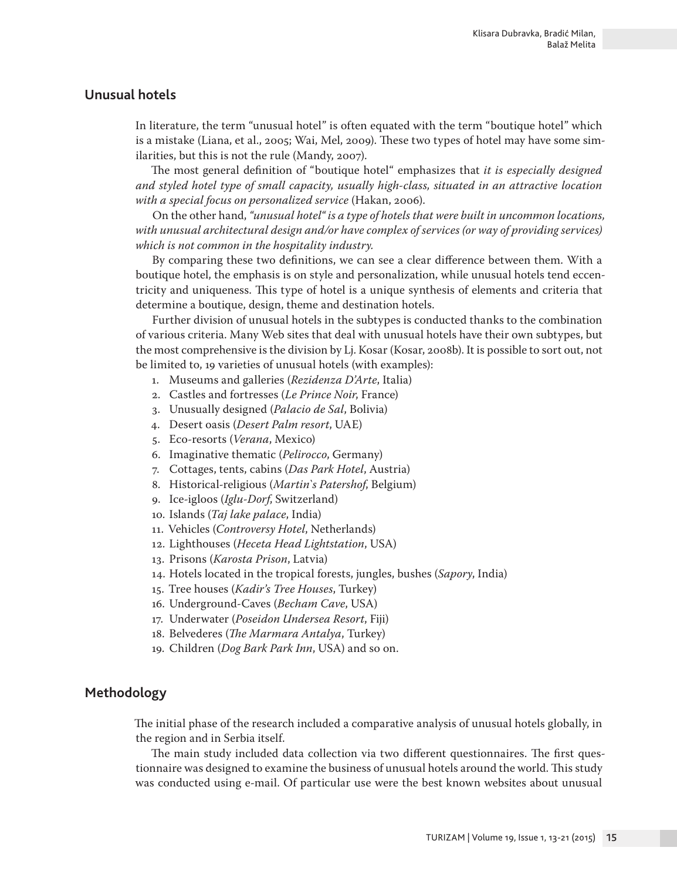## Unusual hotels

In literature, the term "unusual hotel" is often equated with the term "boutique hotel" which is a mistake (Liana, et al., 2005; Wai, Mel, 2009). These two types of hotel may have some similarities, but this is not the rule (Mandy, 2007).

The most general definition of "boutique hotel" emphasizes that *it is especially designed and styled hotel type of small capacity, usually high-class, situated in an attractive location with a special focus on personalized service* (Hakan, 2006).

On the other hand, *"unusual hotel" is a type of hotels that were built in uncommon locations, with unusual architectural design and/or have complex of services (or way of providing services) which is not common in the hospitality industry.*

By comparing these two definitions, we can see a clear difference between them. With a boutique hotel, the emphasis is on style and personalization, while unusual hotels tend eccentricity and uniqueness. This type of hotel is a unique synthesis of elements and criteria that determine a boutique, design, theme and destination hotels.

Further division of unusual hotels in the subtypes is conducted thanks to the combination of various criteria. Many Web sites that deal with unusual hotels have their own subtypes, but the most comprehensive is the division by Lj. Kosar (Kosar, 2008b). It is possible to sort out, not be limited to, 19 varieties of unusual hotels (with examples):

1. Museums and galleries (*Rezidenza D'Arte*, Italia)
2. Castles and fortresses (*Le Prince Noir*, France)
3. Unusually designed (*Palacio de Sal*, Bolivia)
4. Desert oasis (*Desert Palm resort*, UAE)
5. Eco-resorts (*Verana*, Mexico)
6. Imaginative thematic (*Pelirocco*, Germany)
7. Cottages, tents, cabins (*Das Park Hotel*, Austria)
8. Historical-religious (*Martin`s Patershof*, Belgium)
9. Ice-igloos (*Iglu-Dorf*, Switzerland)
10. Islands (*Taj lake palace*, India)
11. Vehicles (*Controversy Hotel*, Netherlands)
12. Lighthouses (*Heceta Head Lightstation*, USA)
13. Prisons (*Karosta Prison*, Latvia)
14. Hotels located in the tropical forests, jungles, bushes (*Sapory*, India)
15. Tree houses (*Kadir's Tree Houses*, Turkey)
16. Underground-Caves (*Becham Cave*, USA)
17. Underwater (*Poseidon Undersea Resort*, Fiji)
18. Belvederes (*The Marmara Antalya*, Turkey)
19. Children (*Dog Bark Park Inn*, USA) and so on.

## Methodology

The initial phase of the research included a comparative analysis of unusual hotels globally, in the region and in Serbia itself.

The main study included data collection via two different questionnaires. The first questionnaire was designed to examine the business of unusual hotels around the world. This study was conducted using e-mail. Of particular use were the best known websites about unusual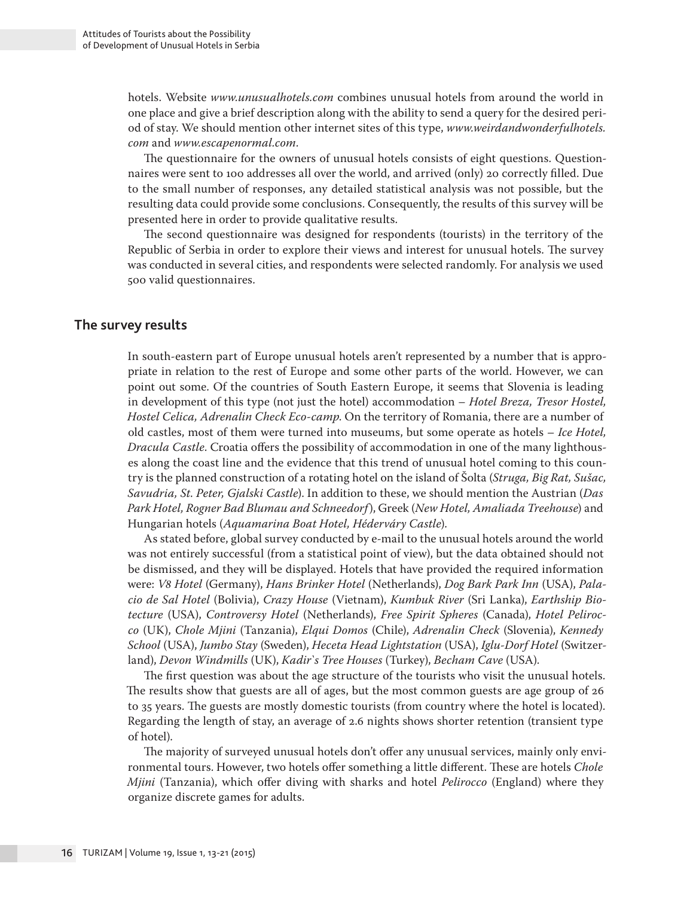hotels. Website *www.unusualhotels.com* combines unusual hotels from around the world in one place and give a brief description along with the ability to send a query for the desired period of stay. We should mention other internet sites of this type, *www.weirdandwonderfulhotels.com* and *www.escapenormal.com*.

The questionnaire for the owners of unusual hotels consists of eight questions. Questionnaires were sent to 100 addresses all over the world, and arrived (only) 20 correctly filled. Due to the small number of responses, any detailed statistical analysis was not possible, but the resulting data could provide some conclusions. Consequently, the results of this survey will be presented here in order to provide qualitative results.

The second questionnaire was designed for respondents (tourists) in the territory of the Republic of Serbia in order to explore their views and interest for unusual hotels. The survey was conducted in several cities, and respondents were selected randomly. For analysis we used 500 valid questionnaires.

## The survey results

In south-eastern part of Europe unusual hotels aren't represented by a number that is appropriate in relation to the rest of Europe and some other parts of the world. However, we can point out some. Of the countries of South Eastern Europe, it seems that Slovenia is leading in development of this type (not just the hotel) accommodation – *Hotel Breza, Tresor Hostel, Hostel Celica, Adrenalin Check Eco-camp*. On the territory of Romania, there are a number of old castles, most of them were turned into museums, but some operate as hotels – *Ice Hotel, Dracula Castle*. Croatia offers the possibility of accommodation in one of the many lighthouses along the coast line and the evidence that this trend of unusual hotel coming to this country is the planned construction of a rotating hotel on the island of Šolta (*Struga, Big Rat, Sušac, Savudria, St. Peter, Gjalski Castle*). In addition to these, we should mention the Austrian (*Das Park Hotel, Rogner Bad Blumau and Schneedorf*), Greek (*New Hotel, Amaliada Treehouse*) and Hungarian hotels (*Aquamarina Boat Hotel, Hédervάry Castle*).

As stated before, global survey conducted by e-mail to the unusual hotels around the world was not entirely successful (from a statistical point of view), but the data obtained should not be dismissed, and they will be displayed. Hotels that have provided the required information were: *V8 Hotel* (Germany), *Hans Brinker Hotel* (Netherlands), *Dog Bark Park Inn* (USA), *Palacio de Sal Hotel* (Bolivia), *Crazy House* (Vietnam), *Kumbuk River* (Sri Lanka), *Earthship Biotecture* (USA), *Controversy Hotel* (Netherlands), *Free Spirit Spheres* (Canada), *Hotel Pelirocco* (UK), *Chole Mjini* (Tanzania), *Elqui Domos* (Chile), *Adrenalin Check* (Slovenia), *Kennedy School* (USA), *Jumbo Stay* (Sweden), *Heceta Head Lightstation* (USA), *Iglu-Dorf Hotel* (Switzerland), *Devon Windmills* (UK), *Kadir`s Tree Houses* (Turkey), *Becham Cave* (USA).

The first question was about the age structure of the tourists who visit the unusual hotels. The results show that guests are all of ages, but the most common guests are age group of 26 to 35 years. The guests are mostly domestic tourists (from country where the hotel is located). Regarding the length of stay, an average of 2.6 nights shows shorter retention (transient type of hotel).

The majority of surveyed unusual hotels don't offer any unusual services, mainly only environmental tours. However, two hotels offer something a little different. These are hotels *Chole Mjini* (Tanzania), which offer diving with sharks and hotel *Pelirocco* (England) where they organize discrete games for adults.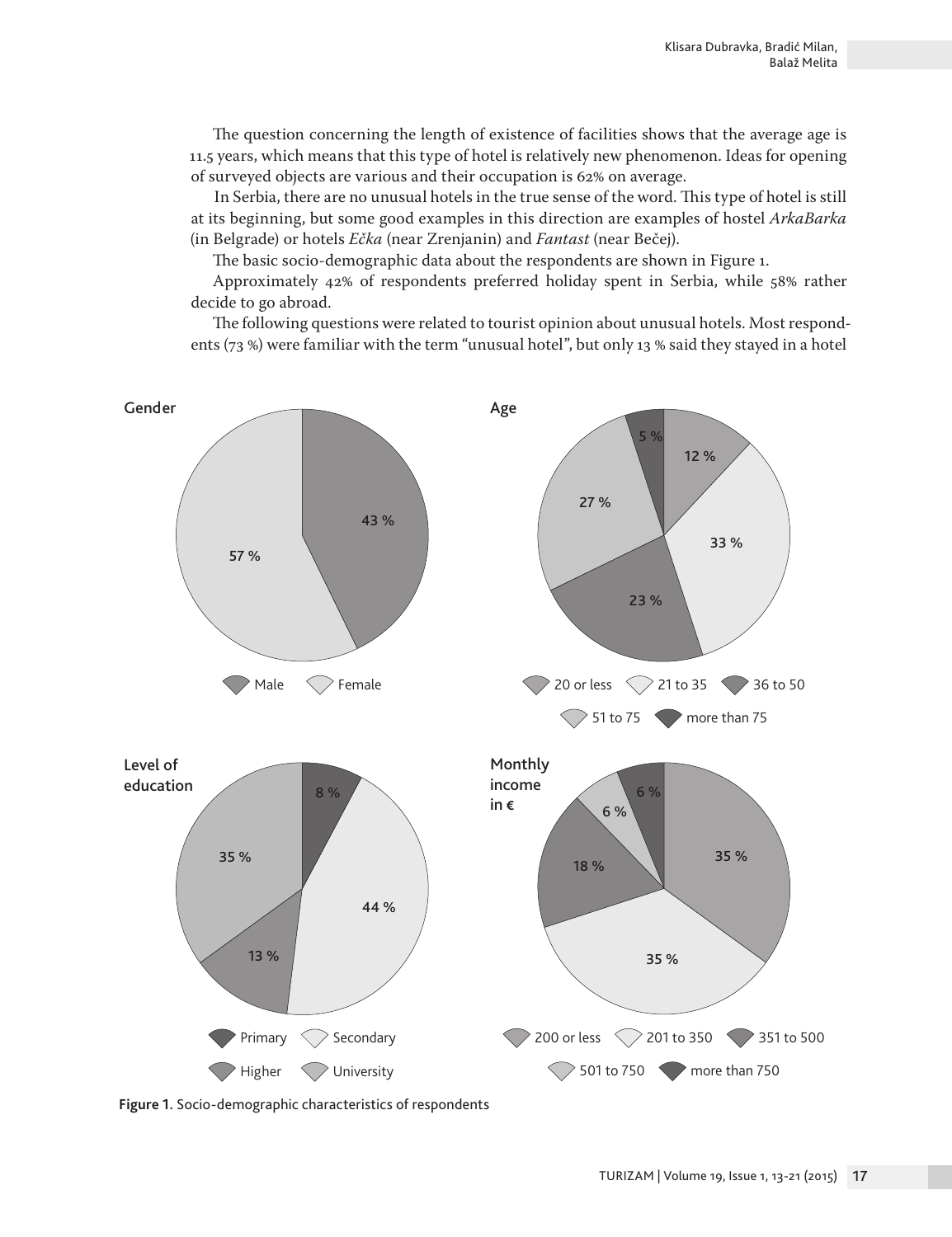The question concerning the length of existence of facilities shows that the average age is 11.5 years, which means that this type of hotel is relatively new phenomenon. Ideas for opening of surveyed objects are various and their occupation is 62% on average.

In Serbia, there are no unusual hotels in the true sense of the word. This type of hotel is still at its beginning, but some good examples in this direction are examples of hostel *ArkaBarka* (in Belgrade) or hotels *Ečka* (near Zrenjanin) and *Fantast* (near Bečej).

The basic socio-demographic data about the respondents are shown in Figure 1.

Approximately 42% of respondents preferred holiday spent in Serbia, while 58% rather decide to go abroad.

The following questions were related to tourist opinion about unusual hotels. Most respondents (73 %) were familiar with the term "unusual hotel", but only 13 % said they stayed in a hotel

Figure 1. Socio-demographic characteristics of respondents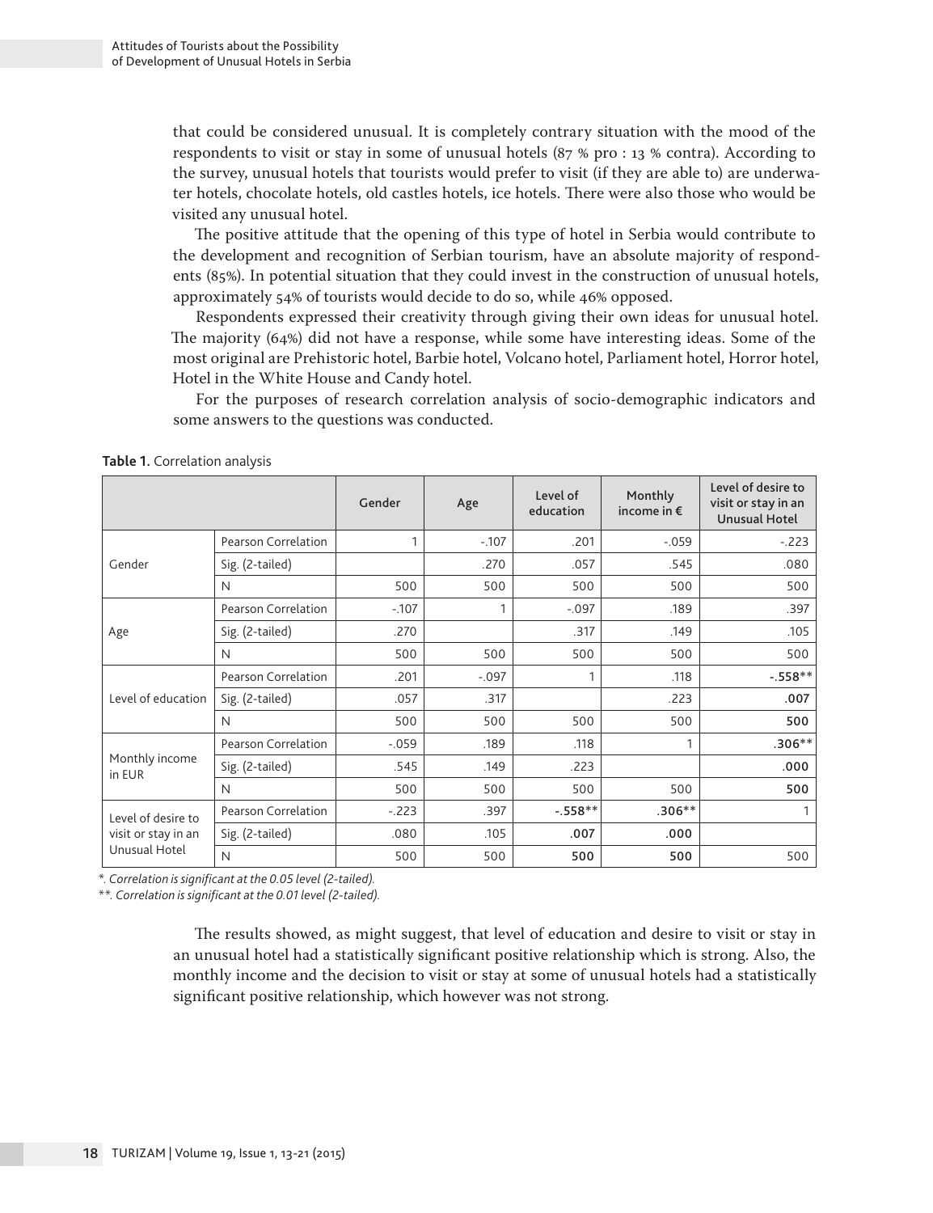that could be considered unusual. It is completely contrary situation with the mood of the respondents to visit or stay in some of unusual hotels (87 % pro : 13 % contra). According to the survey, unusual hotels that tourists would prefer to visit (if they are able to) are underwater hotels, chocolate hotels, old castles hotels, ice hotels. There were also those who would be visited any unusual hotel.

The positive attitude that the opening of this type of hotel in Serbia would contribute to the development and recognition of Serbian tourism, have an absolute majority of respondents (85%). In potential situation that they could invest in the construction of unusual hotels, approximately 54% of tourists would decide to do so, while 46% opposed.

Respondents expressed their creativity through giving their own ideas for unusual hotel. The majority (64%) did not have a response, while some have interesting ideas. Some of the most original are Prehistoric hotel, Barbie hotel, Volcano hotel, Parliament hotel, Horror hotel, Hotel in the White House and Candy hotel.

For the purposes of research correlation analysis of socio-demographic indicators and some answers to the questions was conducted.

**Table 1.** Correlation analysis

| | | Gender | Age | Level of education | Monthly income in € | Level of desire to visit or stay in an Unusual Hotel |
|---|---|---|---|---|---|---|
| Gender | Pearson Correlation | 1 | -.107 | .201 | -.059 | -.223 |
| | Sig. (2-tailed) | | .270 | .057 | .545 | .080 |
| | N | 500 | 500 | 500 | 500 | 500 |
| Age | Pearson Correlation | -.107 | 1 | -.097 | .189 | .397 |
| | Sig. (2-tailed) | .270 | | .317 | .149 | .105 |
| | N | 500 | 500 | 500 | 500 | 500 |
| Level of education | Pearson Correlation | .201 | -.097 | 1 | .118 | **-.558**** |
| | Sig. (2-tailed) | .057 | .317 | | .223 | **.007** |
| | N | 500 | 500 | 500 | 500 | **500** |
| Monthly income in EUR | Pearson Correlation | -.059 | .189 | .118 | 1 | **.306**** |
| | Sig. (2-tailed) | .545 | .149 | .223 | | **.000** |
| | N | 500 | 500 | 500 | 500 | **500** |
| Level of desire to visit or stay in an Unusual Hotel | Pearson Correlation | -.223 | .397 | **-.558**** | **.306**** | 1 |
| | Sig. (2-tailed) | .080 | .105 | **.007** | **.000** | |
| | N | 500 | 500 | **500** | **500** | 500 |

*\*. Correlation is significant at the 0.05 level (2-tailed).*

*\*\*. Correlation is significant at the 0.01 level (2-tailed).*

The results showed, as might suggest, that level of education and desire to visit or stay in an unusual hotel had a statistically significant positive relationship which is strong. Also, the monthly income and the decision to visit or stay at some of unusual hotels had a statistically significant positive relationship, which however was not strong.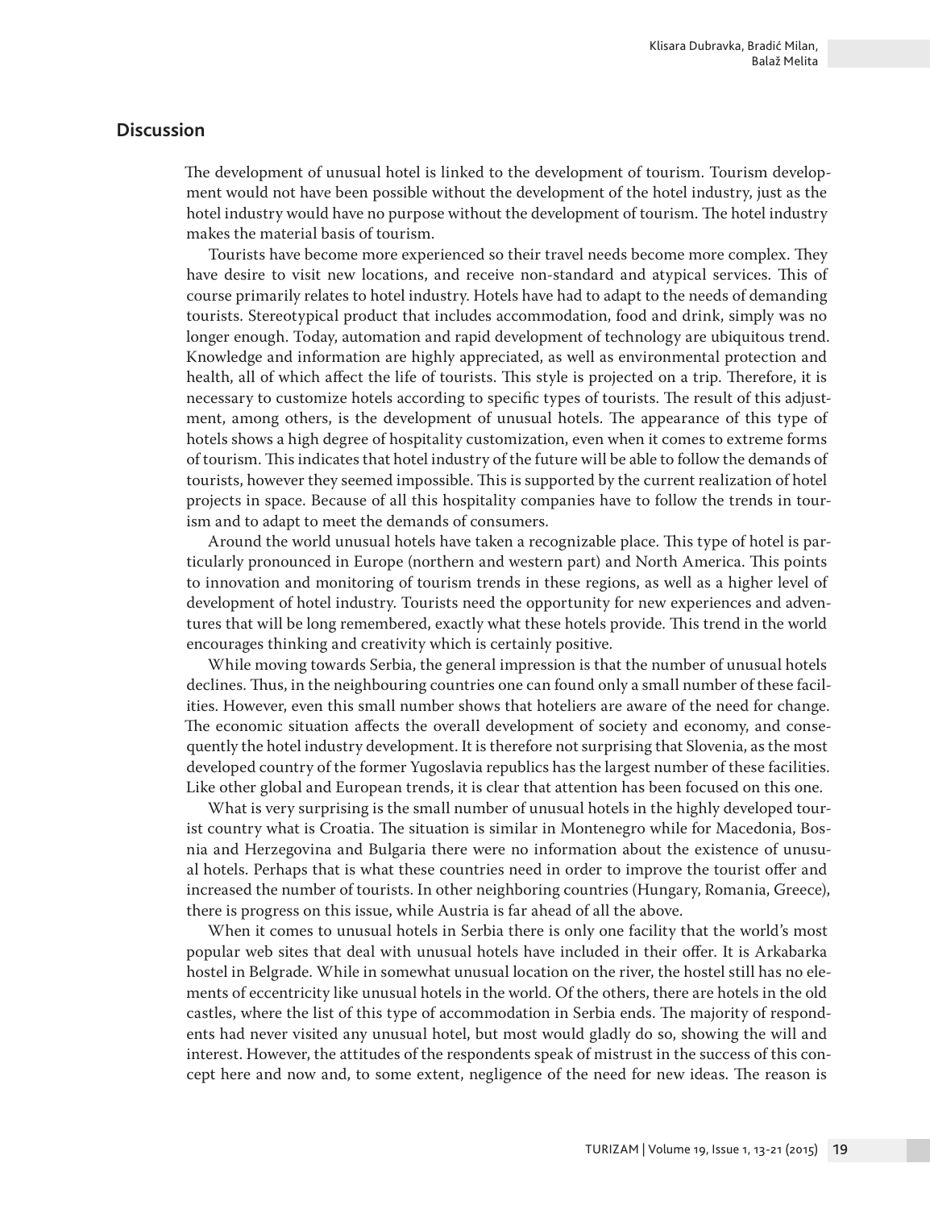## Discussion

The development of unusual hotel is linked to the development of tourism. Tourism development would not have been possible without the development of the hotel industry, just as the hotel industry would have no purpose without the development of tourism. The hotel industry makes the material basis of tourism.

Tourists have become more experienced so their travel needs become more complex. They have desire to visit new locations, and receive non-standard and atypical services. This of course primarily relates to hotel industry. Hotels have had to adapt to the needs of demanding tourists. Stereotypical product that includes accommodation, food and drink, simply was no longer enough. Today, automation and rapid development of technology are ubiquitous trend. Knowledge and information are highly appreciated, as well as environmental protection and health, all of which affect the life of tourists. This style is projected on a trip. Therefore, it is necessary to customize hotels according to specific types of tourists. The result of this adjustment, among others, is the development of unusual hotels. The appearance of this type of hotels shows a high degree of hospitality customization, even when it comes to extreme forms of tourism. This indicates that hotel industry of the future will be able to follow the demands of tourists, however they seemed impossible. This is supported by the current realization of hotel projects in space. Because of all this hospitality companies have to follow the trends in tourism and to adapt to meet the demands of consumers.

Around the world unusual hotels have taken a recognizable place. This type of hotel is particularly pronounced in Europe (northern and western part) and North America. This points to innovation and monitoring of tourism trends in these regions, as well as a higher level of development of hotel industry. Tourists need the opportunity for new experiences and adventures that will be long remembered, exactly what these hotels provide. This trend in the world encourages thinking and creativity which is certainly positive.

While moving towards Serbia, the general impression is that the number of unusual hotels declines. Thus, in the neighbouring countries one can found only a small number of these facilities. However, even this small number shows that hoteliers are aware of the need for change. The economic situation affects the overall development of society and economy, and consequently the hotel industry development. It is therefore not surprising that Slovenia, as the most developed country of the former Yugoslavia republics has the largest number of these facilities. Like other global and European trends, it is clear that attention has been focused on this one.

What is very surprising is the small number of unusual hotels in the highly developed tourist country what is Croatia. The situation is similar in Montenegro while for Macedonia, Bosnia and Herzegovina and Bulgaria there were no information about the existence of unusual hotels. Perhaps that is what these countries need in order to improve the tourist offer and increased the number of tourists. In other neighboring countries (Hungary, Romania, Greece), there is progress on this issue, while Austria is far ahead of all the above.

When it comes to unusual hotels in Serbia there is only one facility that the world's most popular web sites that deal with unusual hotels have included in their offer. It is Arkabarka hostel in Belgrade. While in somewhat unusual location on the river, the hostel still has no elements of eccentricity like unusual hotels in the world. Of the others, there are hotels in the old castles, where the list of this type of accommodation in Serbia ends. The majority of respondents had never visited any unusual hotel, but most would gladly do so, showing the will and interest. However, the attitudes of the respondents speak of mistrust in the success of this concept here and now and, to some extent, negligence of the need for new ideas. The reason is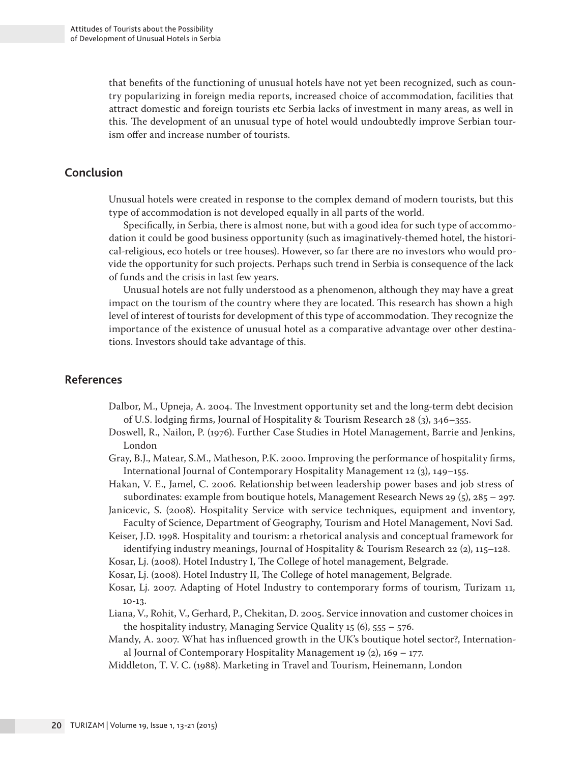that benefits of the functioning of unusual hotels have not yet been recognized, such as country popularizing in foreign media reports, increased choice of accommodation, facilities that attract domestic and foreign tourists etc Serbia lacks of investment in many areas, as well in this. The development of an unusual type of hotel would undoubtedly improve Serbian tourism offer and increase number of tourists.

## Conclusion

Unusual hotels were created in response to the complex demand of modern tourists, but this type of accommodation is not developed equally in all parts of the world.

Specifically, in Serbia, there is almost none, but with a good idea for such type of accommodation it could be good business opportunity (such as imaginatively-themed hotel, the historical-religious, eco hotels or tree houses). However, so far there are no investors who would provide the opportunity for such projects. Perhaps such trend in Serbia is consequence of the lack of funds and the crisis in last few years.

Unusual hotels are not fully understood as a phenomenon, although they may have a great impact on the tourism of the country where they are located. This research has shown a high level of interest of tourists for development of this type of accommodation. They recognize the importance of the existence of unusual hotel as a comparative advantage over other destinations. Investors should take advantage of this.

## References

Dalbor, M., Upneja, A. 2004. The Investment opportunity set and the long-term debt decision of U.S. lodging firms, Journal of Hospitality & Tourism Research 28 (3), 346–355.

Doswell, R., Nailon, P. (1976). Further Case Studies in Hotel Management, Barrie and Jenkins, London

Gray, B.J., Matear, S.M., Matheson, P.K. 2000. Improving the performance of hospitality firms, International Journal of Contemporary Hospitality Management 12 (3), 149–155.

Hakan, V. E., Jamel, C. 2006. Relationship between leadership power bases and job stress of subordinates: example from boutique hotels, Management Research News 29 (5), 285 – 297.

Janicevic, S. (2008). Hospitality Service with service techniques, equipment and inventory, Faculty of Science, Department of Geography, Tourism and Hotel Management, Novi Sad.

Keiser, J.D. 1998. Hospitality and tourism: a rhetorical analysis and conceptual framework for identifying industry meanings, Journal of Hospitality & Tourism Research 22 (2), 115–128.

Kosar, Lj. (2008). Hotel Industry I, The College of hotel management, Belgrade.

Kosar, Lj. (2008). Hotel Industry II, The College of hotel management, Belgrade.

Kosar, Lj. 2007. Adapting of Hotel Industry to contemporary forms of tourism, Turizam 11, 10-13.

Liana, V., Rohit, V., Gerhard, P., Chekitan, D. 2005. Service innovation and customer choices in the hospitality industry, Managing Service Quality 15 (6), 555 – 576.

Mandy, A. 2007. What has influenced growth in the UK's boutique hotel sector?, International Journal of Contemporary Hospitality Management 19 (2), 169 – 177.

Middleton, T. V. C. (1988). Marketing in Travel and Tourism, Heinemann, London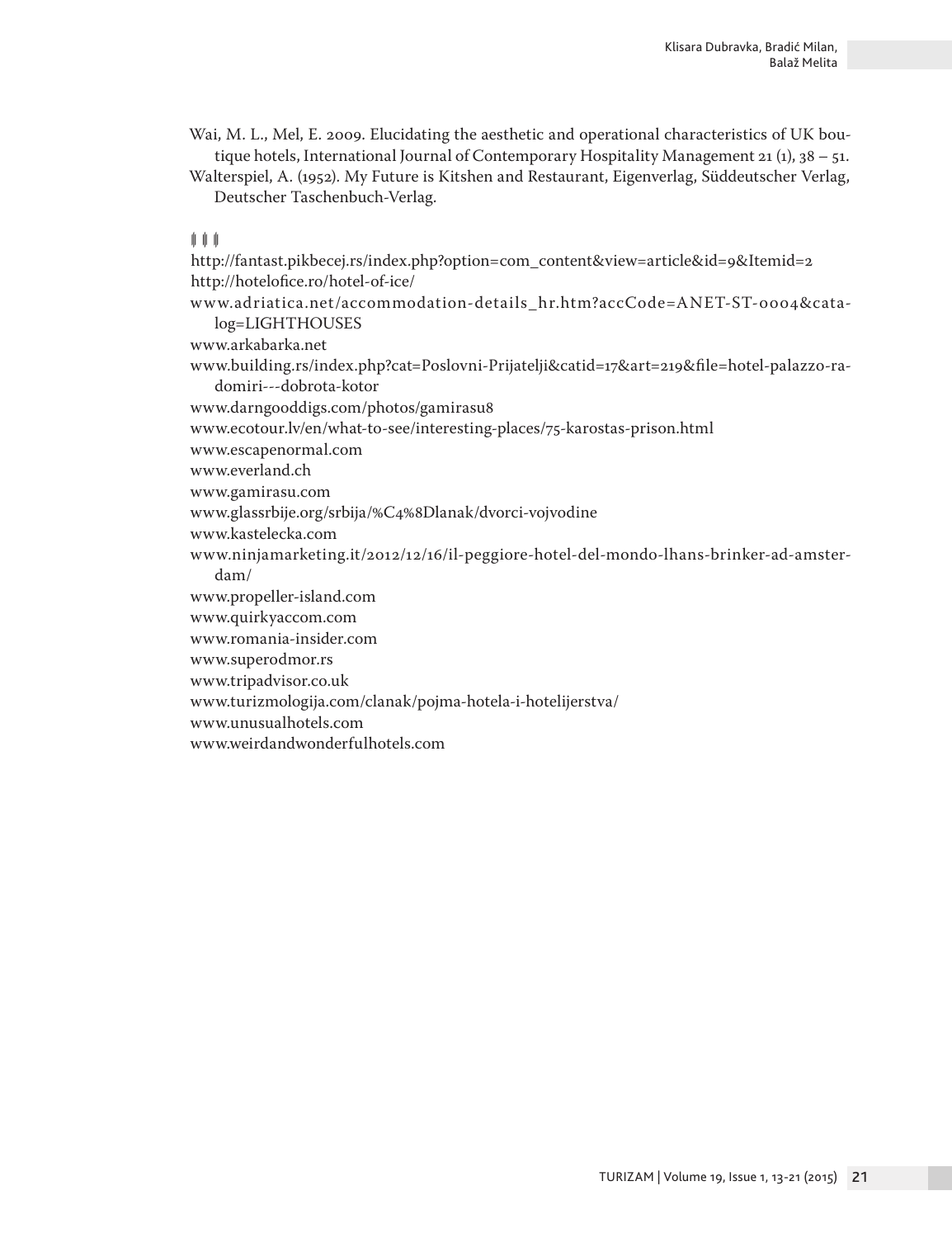Wai, M. L., Mel, E. 2009. Elucidating the aesthetic and operational characteristics of UK boutique hotels, International Journal of Contemporary Hospitality Management 21 (1), 38 – 51.

Walterspiel, A. (1952). My Future is Kitshen and Restaurant, Eigenverlag, Süddeutscher Verlag, Deutscher Taschenbuch-Verlag.

∮∮∮

http://fantast.pikbecej.rs/index.php?option=com_content&view=article&id=9&Itemid=2

http://hotelofice.ro/hotel-of-ice/

www.adriatica.net/accommodation-details_hr.htm?accCode=ANET-ST-0004&catalog=LIGHTHOUSES

www.arkabarka.net

www.building.rs/index.php?cat=Poslovni-Prijatelji&catid=17&art=219&file=hotel-palazzo-radomiri---dobrota-kotor

www.darngooddigs.com/photos/gamirasu8

www.ecotour.lv/en/what-to-see/interesting-places/75-karostas-prison.html

www.escapenormal.com

www.everland.ch

www.gamirasu.com

www.glassrbije.org/srbija/%C4%8Dlanak/dvorci-vojvodine

www.kastelecka.com

www.ninjamarketing.it/2012/12/16/il-peggiore-hotel-del-mondo-lhans-brinker-ad-amsterdam/

www.propeller-island.com

www.quirkyaccom.com

www.romania-insider.com

www.superodmor.rs

www.tripadvisor.co.uk

www.turizmologija.com/clanak/pojma-hotela-i-hotelijerstva/

www.unusualhotels.com

www.weirdandwonderfulhotels.com